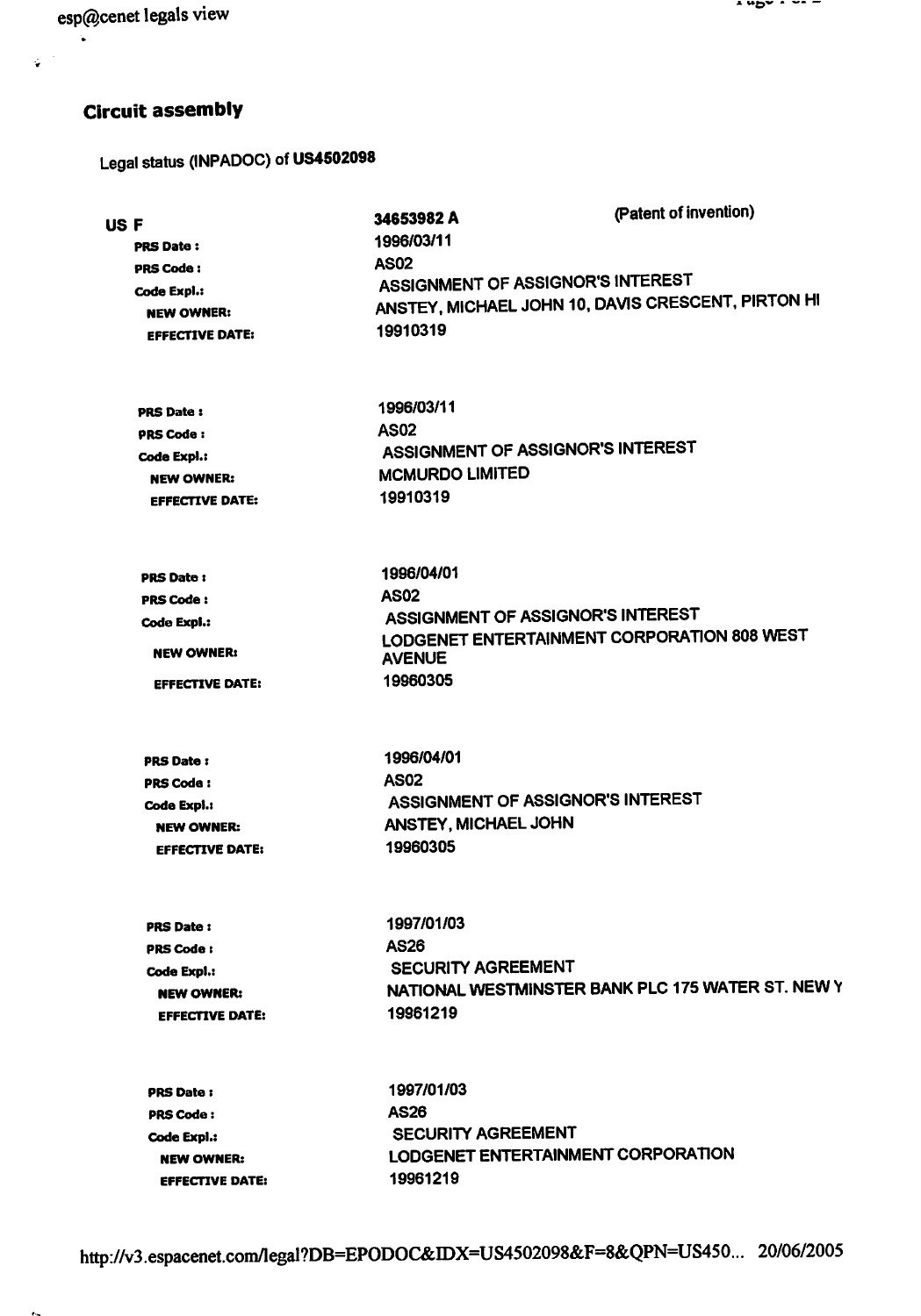## Circuit assembly

Legal status (INPADOC) of **US4502098**

| | | |
|---|---|---|
| **US F** | **34653982 A** | (Patent of invention) |
| **PRS Date :** | 1996/03/11 | |
| **PRS Code :** | AS02 | |
| **Code Expl.:** | ASSIGNMENT OF ASSIGNOR'S INTEREST | |
| **NEW OWNER:** | ANSTEY, MICHAEL JOHN 10, DAVIS CRESCENT, PIRTON HI | |
| **EFFECTIVE DATE:** | 19910319 | |

| | |
|---|---|
| **PRS Date :** | 1996/03/11 |
| **PRS Code :** | AS02 |
| **Code Expl.:** | ASSIGNMENT OF ASSIGNOR'S INTEREST |
| **NEW OWNER:** | MCMURDO LIMITED |
| **EFFECTIVE DATE:** | 19910319 |

| | |
|---|---|
| **PRS Date :** | 1996/04/01 |
| **PRS Code :** | AS02 |
| **Code Expl.:** | ASSIGNMENT OF ASSIGNOR'S INTEREST |
| **NEW OWNER:** | LODGENET ENTERTAINMENT CORPORATION 808 WEST AVENUE |
| **EFFECTIVE DATE:** | 19960305 |

| | |
|---|---|
| **PRS Date :** | 1996/04/01 |
| **PRS Code :** | AS02 |
| **Code Expl.:** | ASSIGNMENT OF ASSIGNOR'S INTEREST |
| **NEW OWNER:** | ANSTEY, MICHAEL JOHN |
| **EFFECTIVE DATE:** | 19960305 |

| | |
|---|---|
| **PRS Date :** | 1997/01/03 |
| **PRS Code :** | AS26 |
| **Code Expl.:** | SECURITY AGREEMENT |
| **NEW OWNER:** | NATIONAL WESTMINSTER BANK PLC 175 WATER ST. NEW Y |
| **EFFECTIVE DATE:** | 19961219 |

| | |
|---|---|
| **PRS Date :** | 1997/01/03 |
| **PRS Code :** | AS26 |
| **Code Expl.:** | SECURITY AGREEMENT |
| **NEW OWNER:** | LODGENET ENTERTAINMENT CORPORATION |
| **EFFECTIVE DATE:** | 19961219 |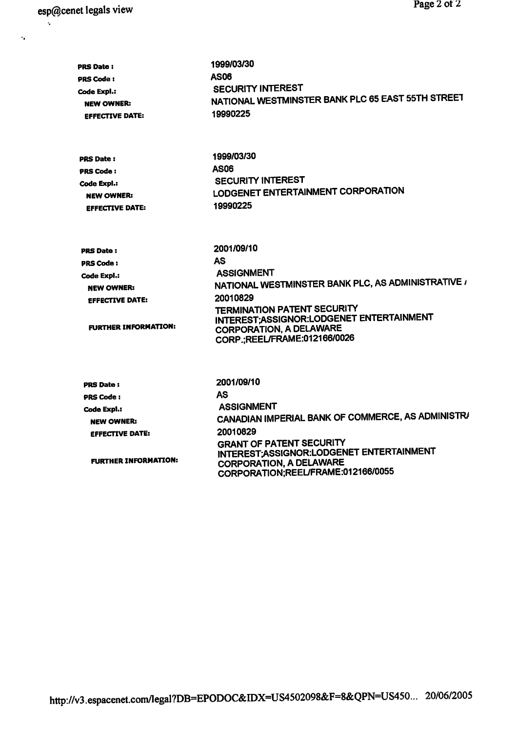**PRS Date :** 1999/03/30
**PRS Code :** AS06
**Code Expl.:** SECURITY INTEREST
**NEW OWNER:** NATIONAL WESTMINSTER BANK PLC 65 EAST 55TH STREET
**EFFECTIVE DATE:** 19990225

**PRS Date :** 1999/03/30
**PRS Code :** AS06
**Code Expl.:** SECURITY INTEREST
**NEW OWNER:** LODGENET ENTERTAINMENT CORPORATION
**EFFECTIVE DATE:** 19990225

**PRS Date :** 2001/09/10
**PRS Code :** AS
**Code Expl.:** ASSIGNMENT
**NEW OWNER:** NATIONAL WESTMINSTER BANK PLC, AS ADMINISTRATIVE /
**EFFECTIVE DATE:** 20010829
**FURTHER INFORMATION:** TERMINATION PATENT SECURITY INTEREST;ASSIGNOR:LODGENET ENTERTAINMENT CORPORATION, A DELAWARE CORP.;REEL/FRAME:012166/0026

**PRS Date :** 2001/09/10
**PRS Code :** AS
**Code Expl.:** ASSIGNMENT
**NEW OWNER:** CANADIAN IMPERIAL BANK OF COMMERCE, AS ADMINISTR/
**EFFECTIVE DATE:** 20010829
**FURTHER INFORMATION:** GRANT OF PATENT SECURITY INTEREST;ASSIGNOR:LODGENET ENTERTAINMENT CORPORATION, A DELAWARE CORPORATION;REEL/FRAME:012166/0055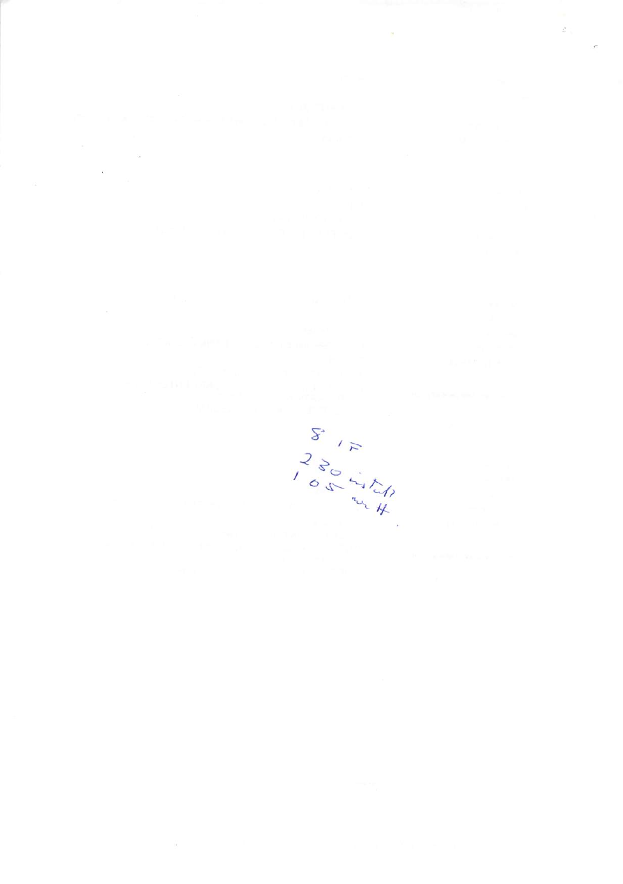8 1F

230 ist(?)

105 wr H